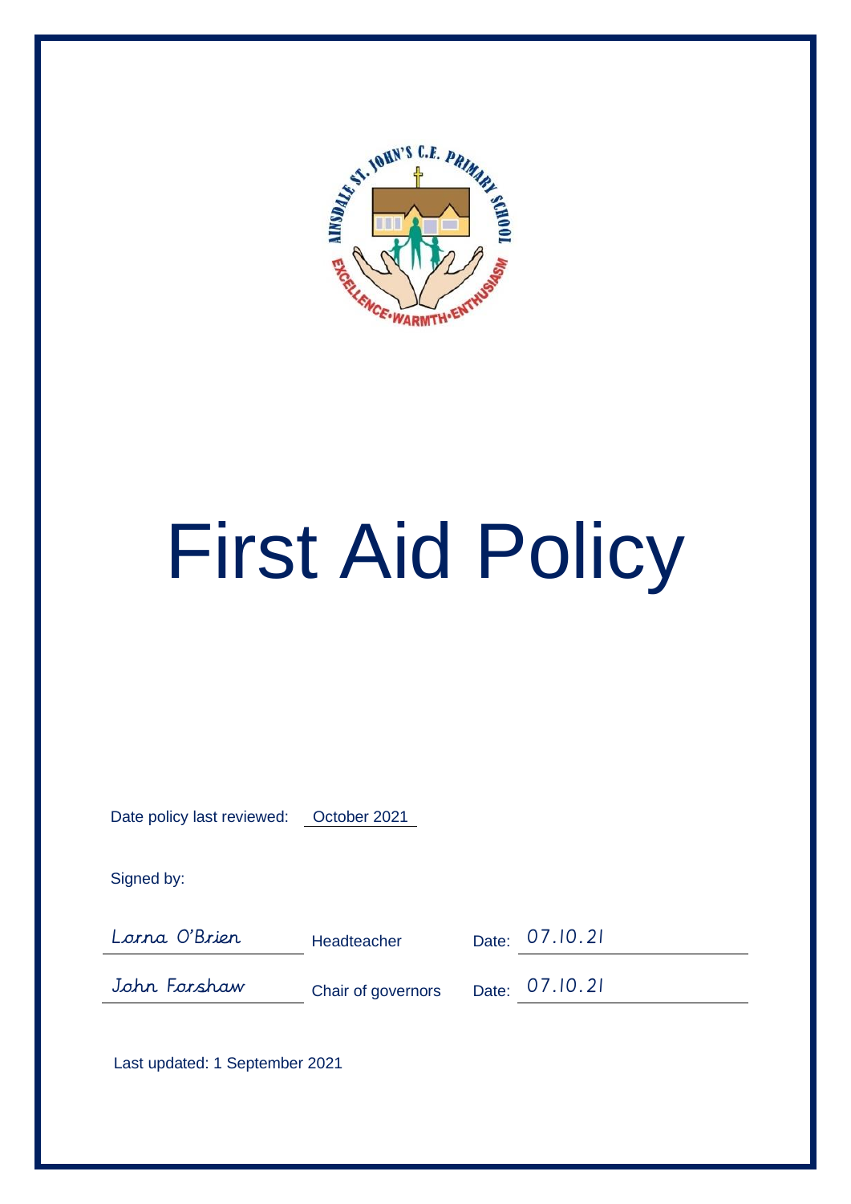# First Aid Policy

Date policy last reviewed: October 2021

Signed by:

| | | |
|---|---|---|
| Lorna O'Brien | Headteacher | Date: 07.10.21 |
| John Forshaw | Chair of governors | Date: 07.10.21 |

Last updated: 1 September 2021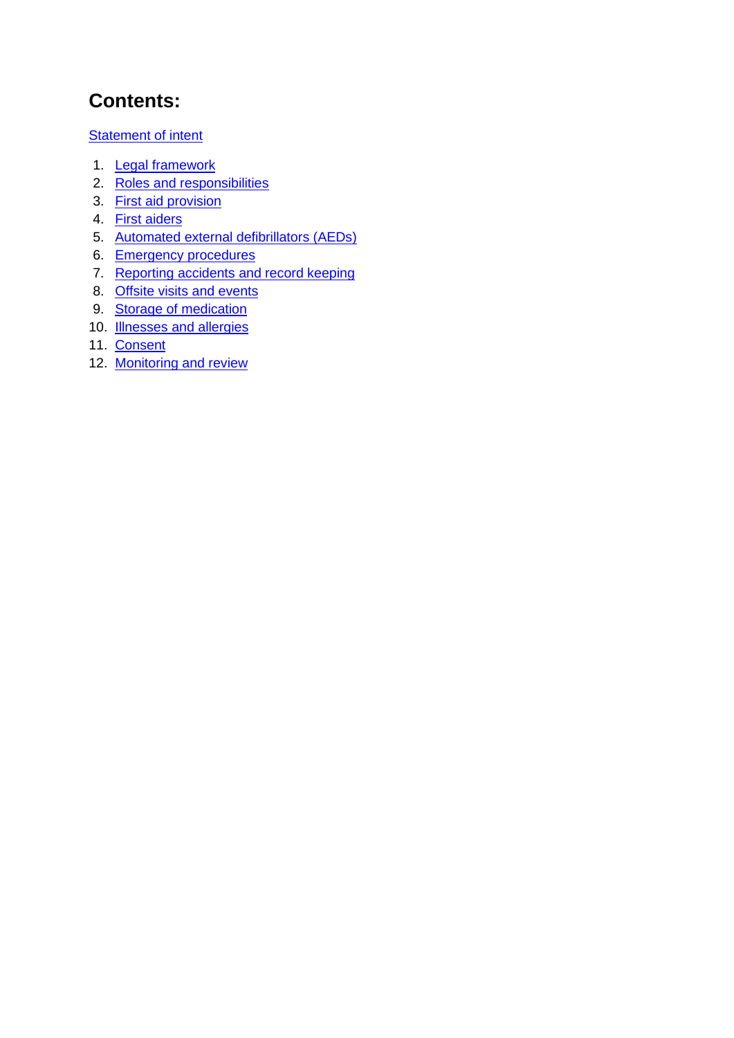## Contents:

Statement of intent

1. Legal framework
2. Roles and responsibilities
3. First aid provision
4. First aiders
5. Automated external defibrillators (AEDs)
6. Emergency procedures
7. Reporting accidents and record keeping
8. Offsite visits and events
9. Storage of medication
10. Illnesses and allergies
11. Consent
12. Monitoring and review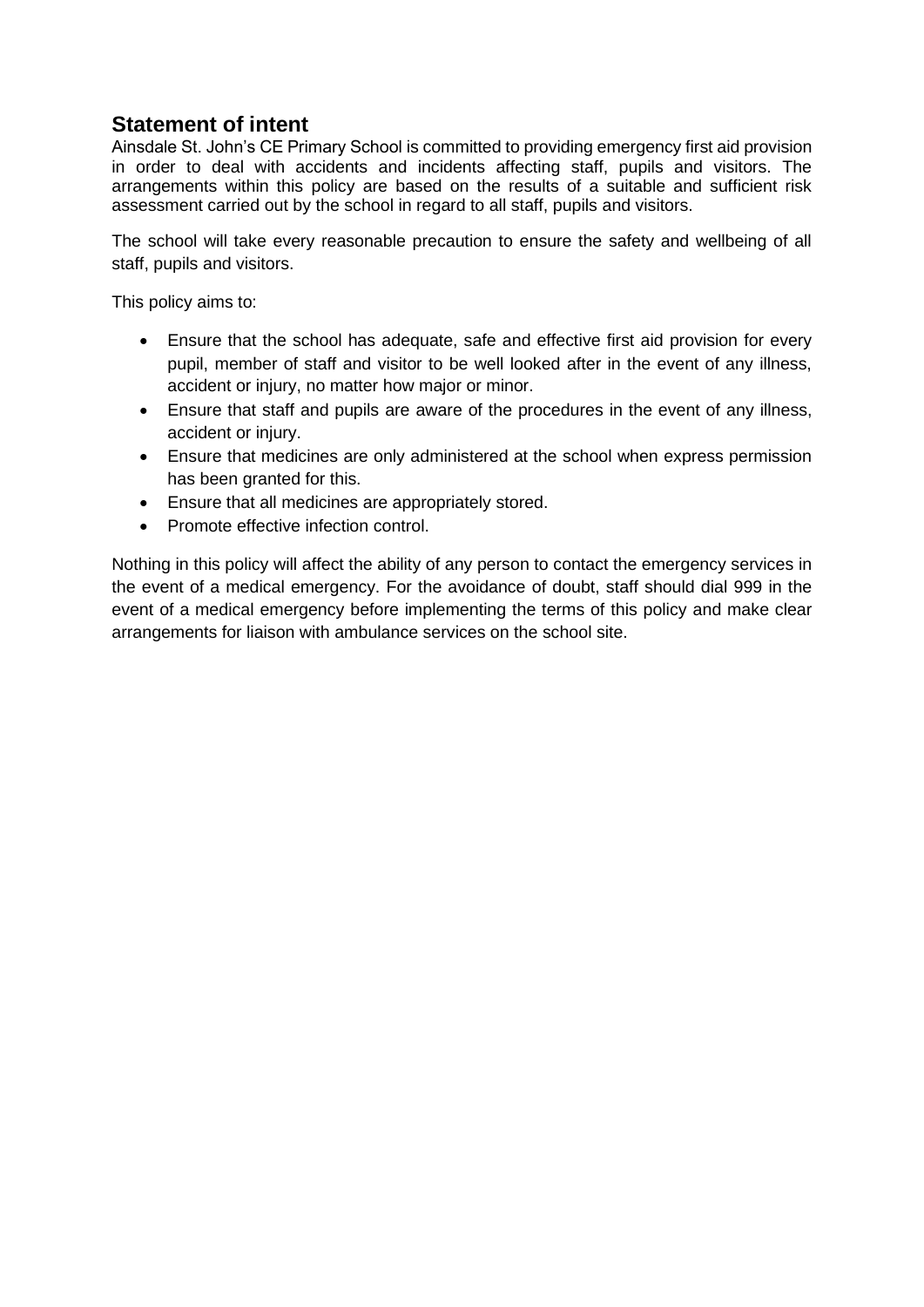## Statement of intent

Ainsdale St. John's CE Primary School is committed to providing emergency first aid provision in order to deal with accidents and incidents affecting staff, pupils and visitors. The arrangements within this policy are based on the results of a suitable and sufficient risk assessment carried out by the school in regard to all staff, pupils and visitors.

The school will take every reasonable precaution to ensure the safety and wellbeing of all staff, pupils and visitors.

This policy aims to:

- Ensure that the school has adequate, safe and effective first aid provision for every pupil, member of staff and visitor to be well looked after in the event of any illness, accident or injury, no matter how major or minor.
- Ensure that staff and pupils are aware of the procedures in the event of any illness, accident or injury.
- Ensure that medicines are only administered at the school when express permission has been granted for this.
- Ensure that all medicines are appropriately stored.
- Promote effective infection control.

Nothing in this policy will affect the ability of any person to contact the emergency services in the event of a medical emergency. For the avoidance of doubt, staff should dial 999 in the event of a medical emergency before implementing the terms of this policy and make clear arrangements for liaison with ambulance services on the school site.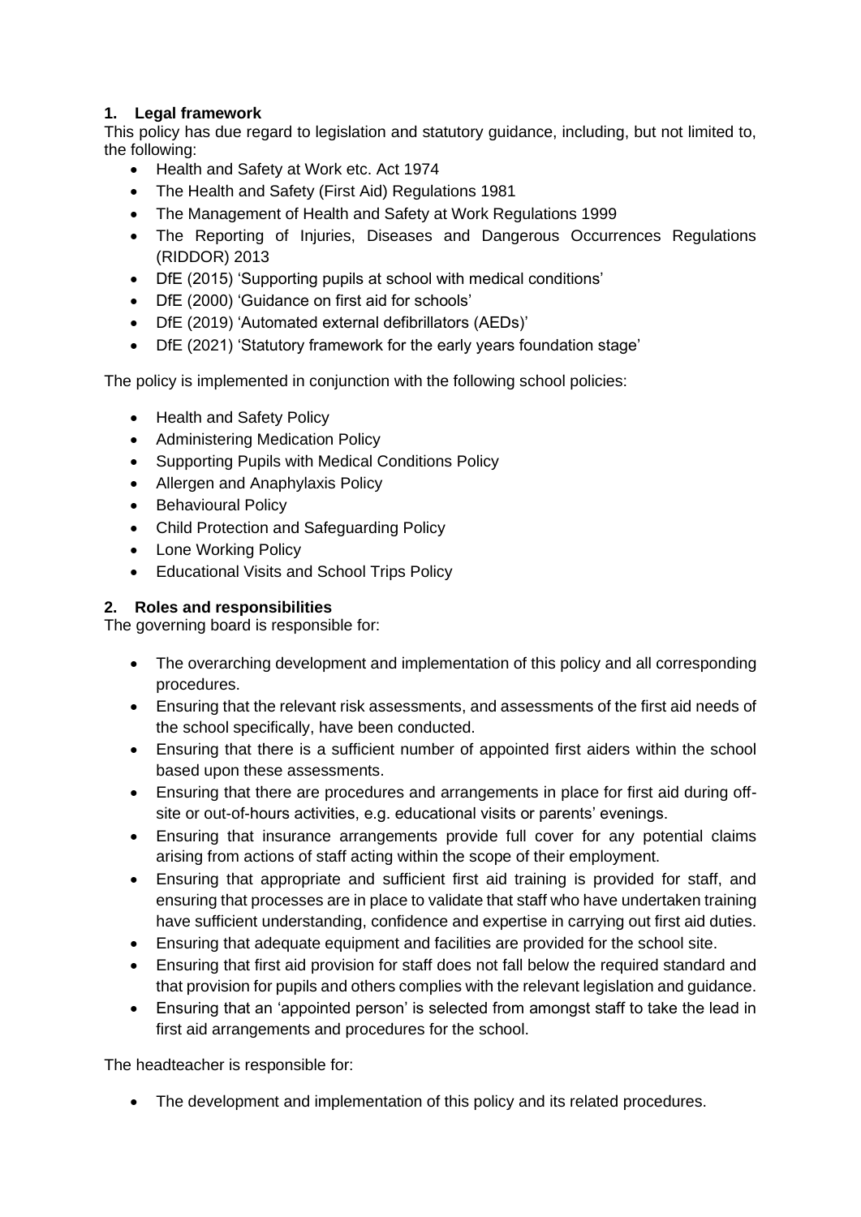## 1. Legal framework

This policy has due regard to legislation and statutory guidance, including, but not limited to, the following:

- Health and Safety at Work etc. Act 1974
- The Health and Safety (First Aid) Regulations 1981
- The Management of Health and Safety at Work Regulations 1999
- The Reporting of Injuries, Diseases and Dangerous Occurrences Regulations (RIDDOR) 2013
- DfE (2015) 'Supporting pupils at school with medical conditions'
- DfE (2000) 'Guidance on first aid for schools'
- DfE (2019) 'Automated external defibrillators (AEDs)'
- DfE (2021) 'Statutory framework for the early years foundation stage'

The policy is implemented in conjunction with the following school policies:

- Health and Safety Policy
- Administering Medication Policy
- Supporting Pupils with Medical Conditions Policy
- Allergen and Anaphylaxis Policy
- Behavioural Policy
- Child Protection and Safeguarding Policy
- Lone Working Policy
- Educational Visits and School Trips Policy

## 2. Roles and responsibilities

The governing board is responsible for:

- The overarching development and implementation of this policy and all corresponding procedures.
- Ensuring that the relevant risk assessments, and assessments of the first aid needs of the school specifically, have been conducted.
- Ensuring that there is a sufficient number of appointed first aiders within the school based upon these assessments.
- Ensuring that there are procedures and arrangements in place for first aid during off-site or out-of-hours activities, e.g. educational visits or parents' evenings.
- Ensuring that insurance arrangements provide full cover for any potential claims arising from actions of staff acting within the scope of their employment.
- Ensuring that appropriate and sufficient first aid training is provided for staff, and ensuring that processes are in place to validate that staff who have undertaken training have sufficient understanding, confidence and expertise in carrying out first aid duties.
- Ensuring that adequate equipment and facilities are provided for the school site.
- Ensuring that first aid provision for staff does not fall below the required standard and that provision for pupils and others complies with the relevant legislation and guidance.
- Ensuring that an 'appointed person' is selected from amongst staff to take the lead in first aid arrangements and procedures for the school.

The headteacher is responsible for:

- The development and implementation of this policy and its related procedures.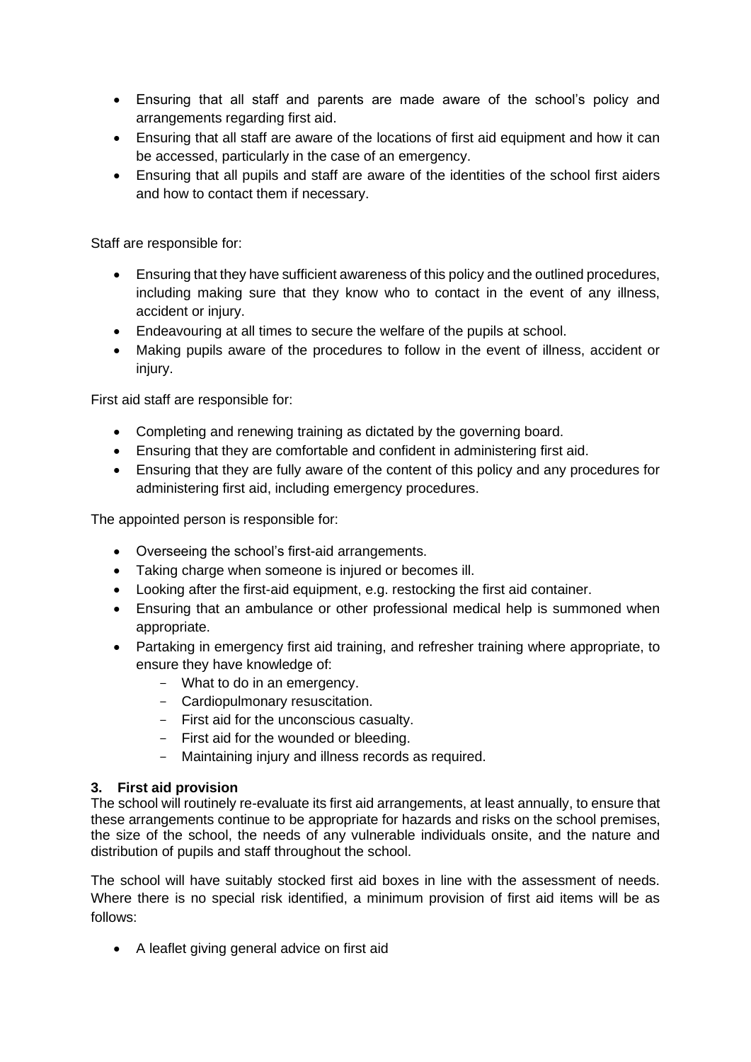- Ensuring that all staff and parents are made aware of the school's policy and arrangements regarding first aid.
- Ensuring that all staff are aware of the locations of first aid equipment and how it can be accessed, particularly in the case of an emergency.
- Ensuring that all pupils and staff are aware of the identities of the school first aiders and how to contact them if necessary.

Staff are responsible for:

- Ensuring that they have sufficient awareness of this policy and the outlined procedures, including making sure that they know who to contact in the event of any illness, accident or injury.
- Endeavouring at all times to secure the welfare of the pupils at school.
- Making pupils aware of the procedures to follow in the event of illness, accident or injury.

First aid staff are responsible for:

- Completing and renewing training as dictated by the governing board.
- Ensuring that they are comfortable and confident in administering first aid.
- Ensuring that they are fully aware of the content of this policy and any procedures for administering first aid, including emergency procedures.

The appointed person is responsible for:

- Overseeing the school's first-aid arrangements.
- Taking charge when someone is injured or becomes ill.
- Looking after the first-aid equipment, e.g. restocking the first aid container.
- Ensuring that an ambulance or other professional medical help is summoned when appropriate.
- Partaking in emergency first aid training, and refresher training where appropriate, to ensure they have knowledge of:
    - What to do in an emergency.
    - Cardiopulmonary resuscitation.
    - First aid for the unconscious casualty.
    - First aid for the wounded or bleeding.
    - Maintaining injury and illness records as required.

## 3. First aid provision

The school will routinely re-evaluate its first aid arrangements, at least annually, to ensure that these arrangements continue to be appropriate for hazards and risks on the school premises, the size of the school, the needs of any vulnerable individuals onsite, and the nature and distribution of pupils and staff throughout the school.

The school will have suitably stocked first aid boxes in line with the assessment of needs. Where there is no special risk identified, a minimum provision of first aid items will be as follows:

- A leaflet giving general advice on first aid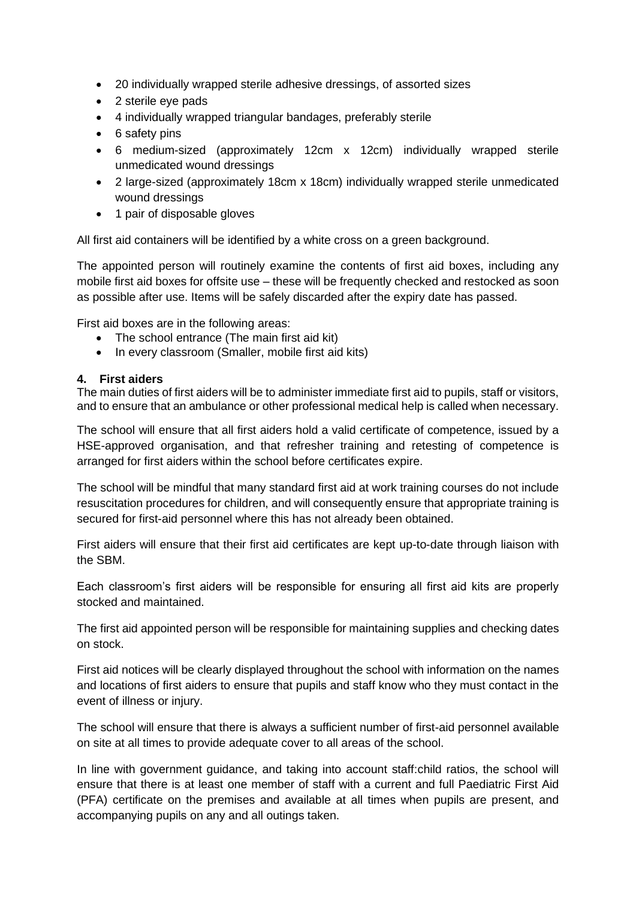- 20 individually wrapped sterile adhesive dressings, of assorted sizes
- 2 sterile eye pads
- 4 individually wrapped triangular bandages, preferably sterile
- 6 safety pins
- 6 medium-sized (approximately 12cm x 12cm) individually wrapped sterile unmedicated wound dressings
- 2 large-sized (approximately 18cm x 18cm) individually wrapped sterile unmedicated wound dressings
- 1 pair of disposable gloves

All first aid containers will be identified by a white cross on a green background.

The appointed person will routinely examine the contents of first aid boxes, including any mobile first aid boxes for offsite use – these will be frequently checked and restocked as soon as possible after use. Items will be safely discarded after the expiry date has passed.

First aid boxes are in the following areas:

- The school entrance (The main first aid kit)
- In every classroom (Smaller, mobile first aid kits)

**4. First aiders**

The main duties of first aiders will be to administer immediate first aid to pupils, staff or visitors, and to ensure that an ambulance or other professional medical help is called when necessary.

The school will ensure that all first aiders hold a valid certificate of competence, issued by a HSE-approved organisation, and that refresher training and retesting of competence is arranged for first aiders within the school before certificates expire.

The school will be mindful that many standard first aid at work training courses do not include resuscitation procedures for children, and will consequently ensure that appropriate training is secured for first-aid personnel where this has not already been obtained.

First aiders will ensure that their first aid certificates are kept up-to-date through liaison with the SBM.

Each classroom's first aiders will be responsible for ensuring all first aid kits are properly stocked and maintained.

The first aid appointed person will be responsible for maintaining supplies and checking dates on stock.

First aid notices will be clearly displayed throughout the school with information on the names and locations of first aiders to ensure that pupils and staff know who they must contact in the event of illness or injury.

The school will ensure that there is always a sufficient number of first-aid personnel available on site at all times to provide adequate cover to all areas of the school.

In line with government guidance, and taking into account staff:child ratios, the school will ensure that there is at least one member of staff with a current and full Paediatric First Aid (PFA) certificate on the premises and available at all times when pupils are present, and accompanying pupils on any and all outings taken.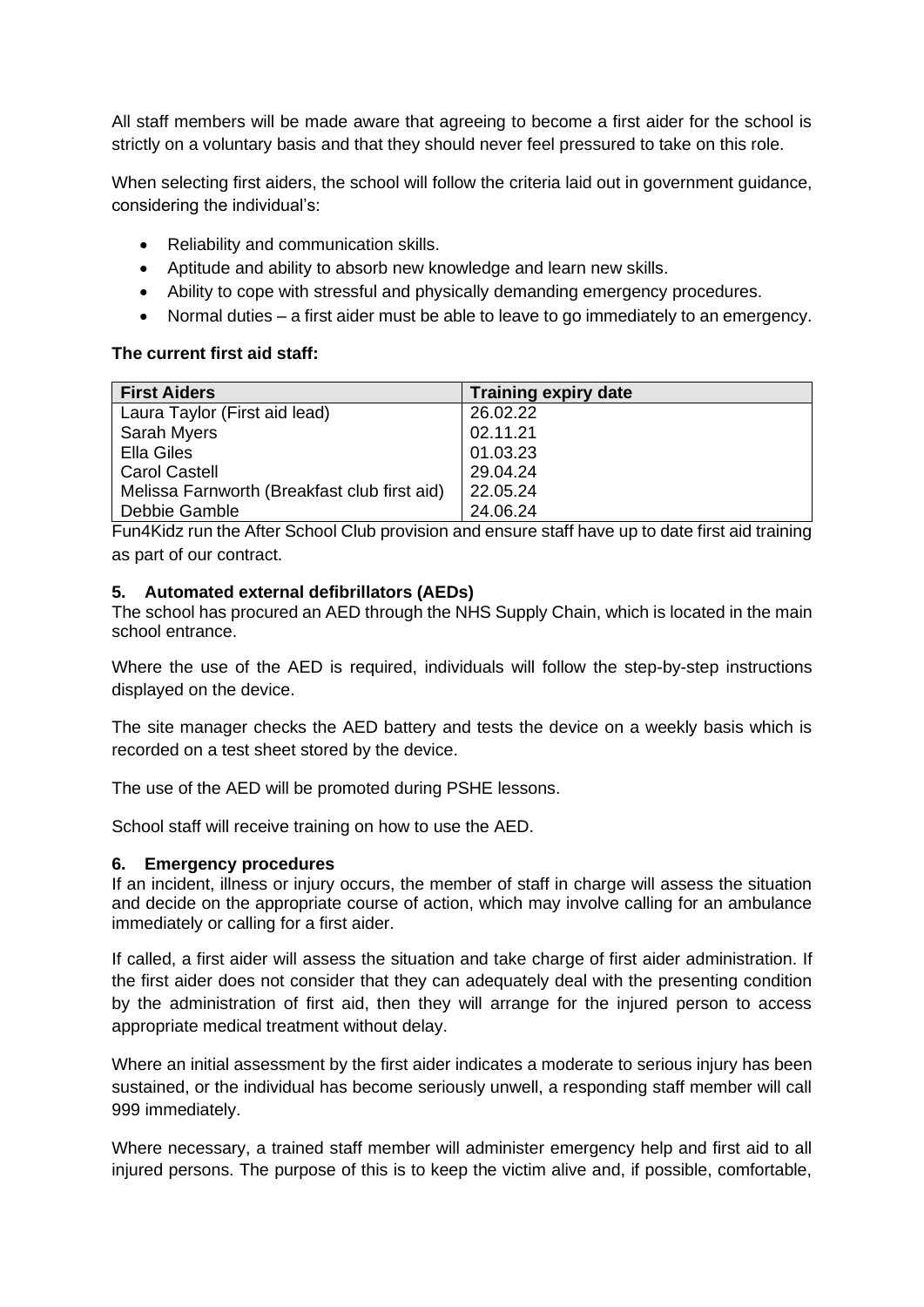All staff members will be made aware that agreeing to become a first aider for the school is strictly on a voluntary basis and that they should never feel pressured to take on this role.

When selecting first aiders, the school will follow the criteria laid out in government guidance, considering the individual's:

- Reliability and communication skills.
- Aptitude and ability to absorb new knowledge and learn new skills.
- Ability to cope with stressful and physically demanding emergency procedures.
- Normal duties – a first aider must be able to leave to go immediately to an emergency.

**The current first aid staff:**

| First Aiders | Training expiry date |
|---|---|
| Laura Taylor (First aid lead) | 26.02.22 |
| Sarah Myers | 02.11.21 |
| Ella Giles | 01.03.23 |
| Carol Castell | 29.04.24 |
| Melissa Farnworth (Breakfast club first aid) | 22.05.24 |
| Debbie Gamble | 24.06.24 |

Fun4Kidz run the After School Club provision and ensure staff have up to date first aid training as part of our contract.

### 5. Automated external defibrillators (AEDs)

The school has procured an AED through the NHS Supply Chain, which is located in the main school entrance.

Where the use of the AED is required, individuals will follow the step-by-step instructions displayed on the device.

The site manager checks the AED battery and tests the device on a weekly basis which is recorded on a test sheet stored by the device.

The use of the AED will be promoted during PSHE lessons.

School staff will receive training on how to use the AED.

### 6. Emergency procedures

If an incident, illness or injury occurs, the member of staff in charge will assess the situation and decide on the appropriate course of action, which may involve calling for an ambulance immediately or calling for a first aider.

If called, a first aider will assess the situation and take charge of first aider administration. If the first aider does not consider that they can adequately deal with the presenting condition by the administration of first aid, then they will arrange for the injured person to access appropriate medical treatment without delay.

Where an initial assessment by the first aider indicates a moderate to serious injury has been sustained, or the individual has become seriously unwell, a responding staff member will call 999 immediately.

Where necessary, a trained staff member will administer emergency help and first aid to all injured persons. The purpose of this is to keep the victim alive and, if possible, comfortable,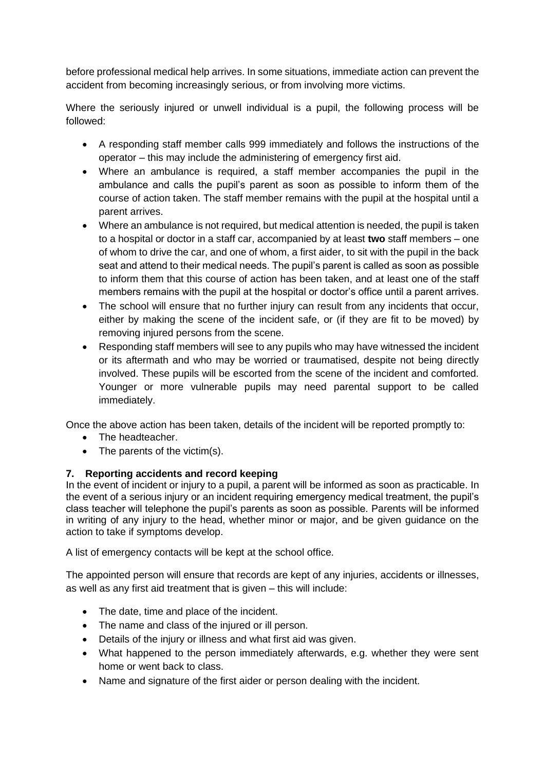before professional medical help arrives. In some situations, immediate action can prevent the accident from becoming increasingly serious, or from involving more victims.

Where the seriously injured or unwell individual is a pupil, the following process will be followed:

- A responding staff member calls 999 immediately and follows the instructions of the operator – this may include the administering of emergency first aid.
- Where an ambulance is required, a staff member accompanies the pupil in the ambulance and calls the pupil's parent as soon as possible to inform them of the course of action taken. The staff member remains with the pupil at the hospital until a parent arrives.
- Where an ambulance is not required, but medical attention is needed, the pupil is taken to a hospital or doctor in a staff car, accompanied by at least **two** staff members – one of whom to drive the car, and one of whom, a first aider, to sit with the pupil in the back seat and attend to their medical needs. The pupil's parent is called as soon as possible to inform them that this course of action has been taken, and at least one of the staff members remains with the pupil at the hospital or doctor's office until a parent arrives.
- The school will ensure that no further injury can result from any incidents that occur, either by making the scene of the incident safe, or (if they are fit to be moved) by removing injured persons from the scene.
- Responding staff members will see to any pupils who may have witnessed the incident or its aftermath and who may be worried or traumatised, despite not being directly involved. These pupils will be escorted from the scene of the incident and comforted. Younger or more vulnerable pupils may need parental support to be called immediately.

Once the above action has been taken, details of the incident will be reported promptly to:

- The headteacher.
- The parents of the victim(s).

## 7. Reporting accidents and record keeping

In the event of incident or injury to a pupil, a parent will be informed as soon as practicable. In the event of a serious injury or an incident requiring emergency medical treatment, the pupil's class teacher will telephone the pupil's parents as soon as possible. Parents will be informed in writing of any injury to the head, whether minor or major, and be given guidance on the action to take if symptoms develop.

A list of emergency contacts will be kept at the school office.

The appointed person will ensure that records are kept of any injuries, accidents or illnesses, as well as any first aid treatment that is given – this will include:

- The date, time and place of the incident.
- The name and class of the injured or ill person.
- Details of the injury or illness and what first aid was given.
- What happened to the person immediately afterwards, e.g. whether they were sent home or went back to class.
- Name and signature of the first aider or person dealing with the incident.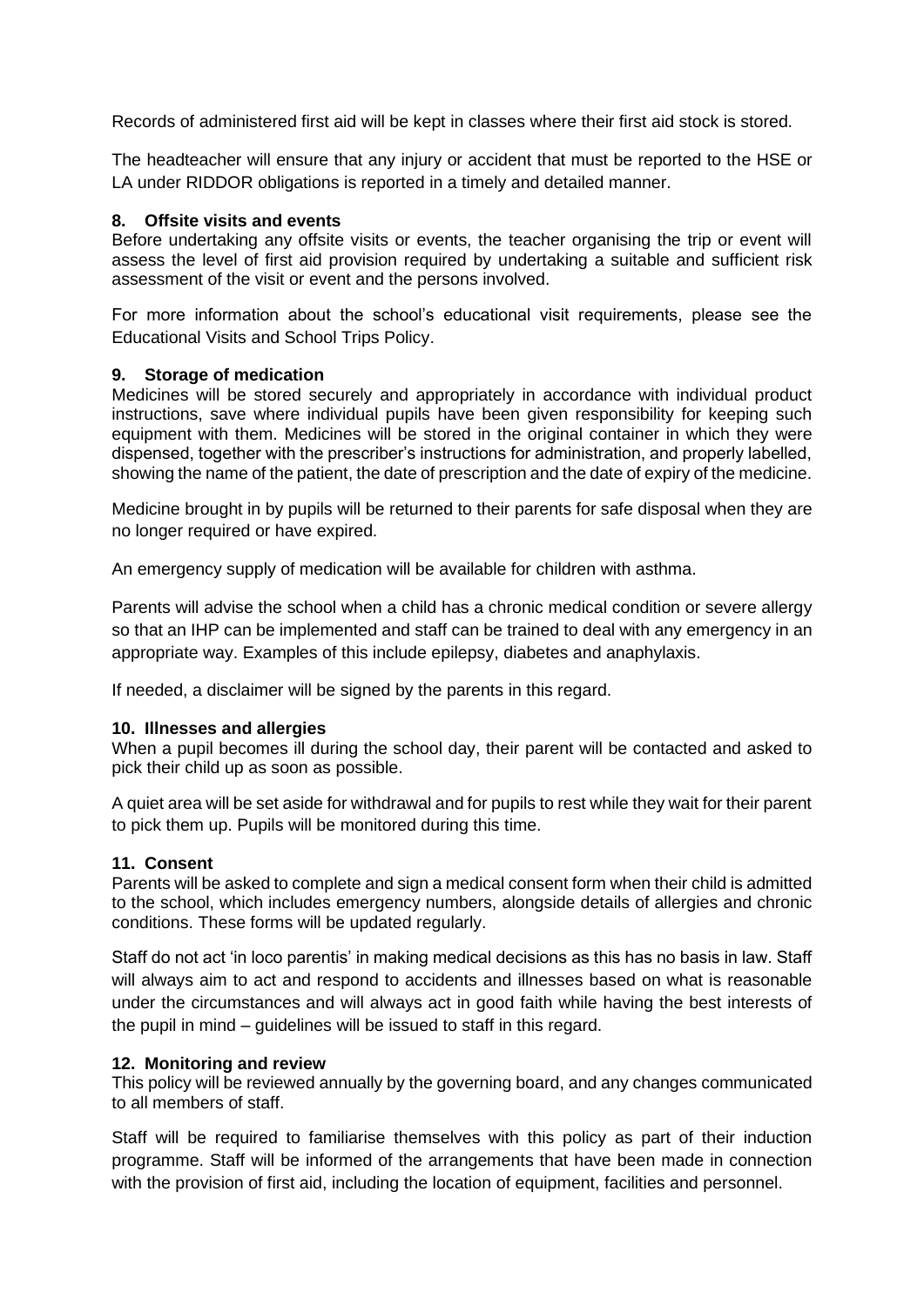Records of administered first aid will be kept in classes where their first aid stock is stored.

The headteacher will ensure that any injury or accident that must be reported to the HSE or LA under RIDDOR obligations is reported in a timely and detailed manner.

## 8. Offsite visits and events

Before undertaking any offsite visits or events, the teacher organising the trip or event will assess the level of first aid provision required by undertaking a suitable and sufficient risk assessment of the visit or event and the persons involved.

For more information about the school's educational visit requirements, please see the Educational Visits and School Trips Policy.

## 9. Storage of medication

Medicines will be stored securely and appropriately in accordance with individual product instructions, save where individual pupils have been given responsibility for keeping such equipment with them. Medicines will be stored in the original container in which they were dispensed, together with the prescriber's instructions for administration, and properly labelled, showing the name of the patient, the date of prescription and the date of expiry of the medicine.

Medicine brought in by pupils will be returned to their parents for safe disposal when they are no longer required or have expired.

An emergency supply of medication will be available for children with asthma.

Parents will advise the school when a child has a chronic medical condition or severe allergy so that an IHP can be implemented and staff can be trained to deal with any emergency in an appropriate way. Examples of this include epilepsy, diabetes and anaphylaxis.

If needed, a disclaimer will be signed by the parents in this regard.

## 10. Illnesses and allergies

When a pupil becomes ill during the school day, their parent will be contacted and asked to pick their child up as soon as possible.

A quiet area will be set aside for withdrawal and for pupils to rest while they wait for their parent to pick them up. Pupils will be monitored during this time.

## 11. Consent

Parents will be asked to complete and sign a medical consent form when their child is admitted to the school, which includes emergency numbers, alongside details of allergies and chronic conditions. These forms will be updated regularly.

Staff do not act 'in loco parentis' in making medical decisions as this has no basis in law. Staff will always aim to act and respond to accidents and illnesses based on what is reasonable under the circumstances and will always act in good faith while having the best interests of the pupil in mind – guidelines will be issued to staff in this regard.

## 12. Monitoring and review

This policy will be reviewed annually by the governing board, and any changes communicated to all members of staff.

Staff will be required to familiarise themselves with this policy as part of their induction programme. Staff will be informed of the arrangements that have been made in connection with the provision of first aid, including the location of equipment, facilities and personnel.